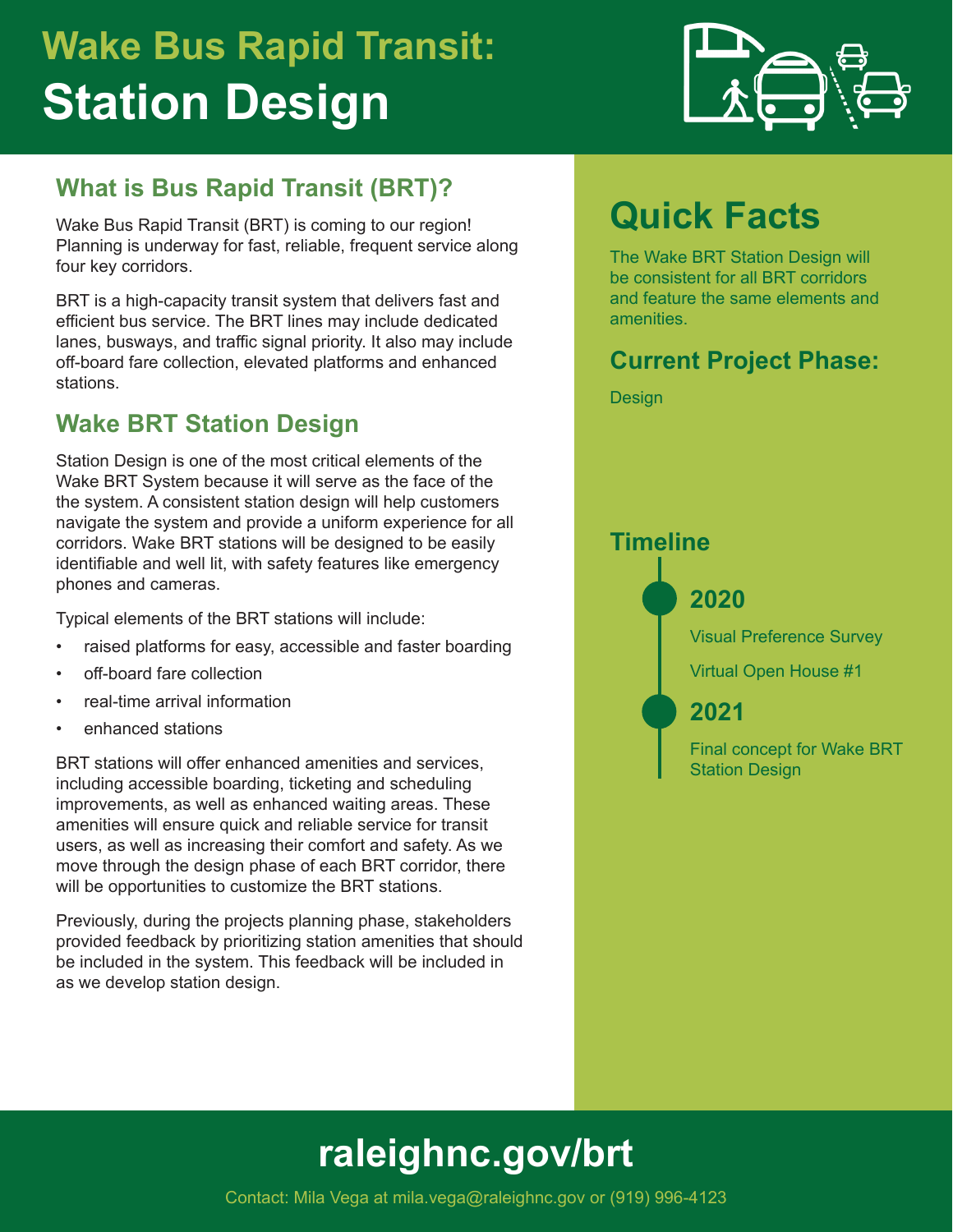# Wake Bus Rapid Transit: Station Design

## What is Bus Rapid Transit (BRT)?

Wake Bus Rapid Transit (BRT) is coming to our region! Planning is underway for fast, reliable, frequent service along four key corridors.

BRT is a high-capacity transit system that delivers fast and efficient bus service. The BRT lines may include dedicated lanes, busways, and traffic signal priority. It also may include off-board fare collection, elevated platforms and enhanced stations.

## Wake BRT Station Design

Station Design is one of the most critical elements of the Wake BRT System because it will serve as the face of the the system. A consistent station design will help customers navigate the system and provide a uniform experience for all corridors. Wake BRT stations will be designed to be easily identifiable and well lit, with safety features like emergency phones and cameras.

Typical elements of the BRT stations will include:

- raised platforms for easy, accessible and faster boarding
- off-board fare collection
- real-time arrival information
- enhanced stations

BRT stations will offer enhanced amenities and services, including accessible boarding, ticketing and scheduling improvements, as well as enhanced waiting areas. These amenities will ensure quick and reliable service for transit users, as well as increasing their comfort and safety. As we move through the design phase of each BRT corridor, there will be opportunities to customize the BRT stations.

Previously, during the projects planning phase, stakeholders provided feedback by prioritizing station amenities that should be included in the system. This feedback will be included in as we develop station design.

## Quick Facts

The Wake BRT Station Design will be consistent for all BRT corridors and feature the same elements and amenities.

### Current Project Phase:

Design

### Timeline

**2020**

Visual Preference Survey

Virtual Open House #1

**2021**

Final concept for Wake BRT Station Design

## raleighnc.gov/brt

Contact: Mila Vega at mila.vega@raleighnc.gov or (919) 996-4123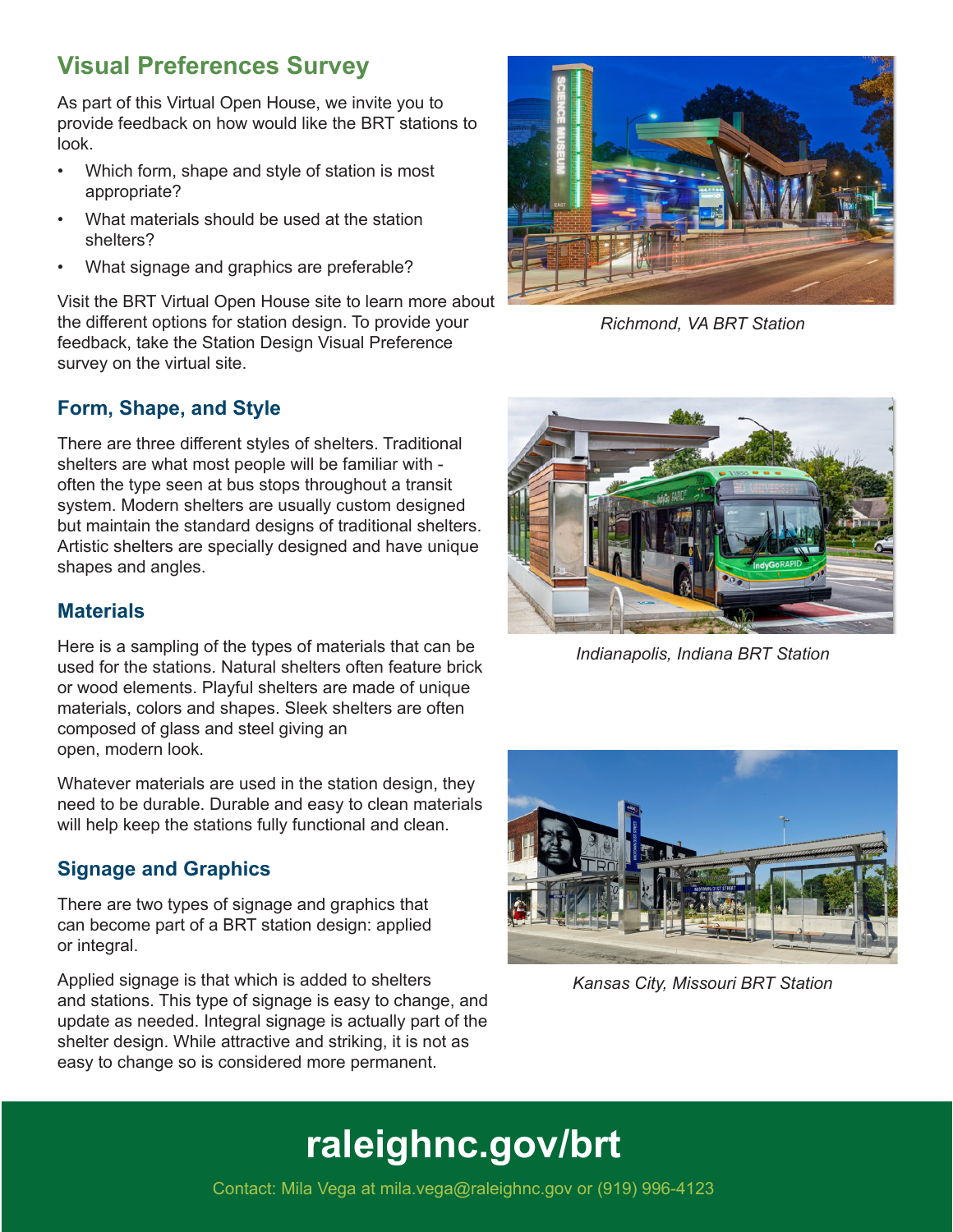## Visual Preferences Survey

As part of this Virtual Open House, we invite you to provide feedback on how would like the BRT stations to look.

- Which form, shape and style of station is most appropriate?
- What materials should be used at the station shelters?
- What signage and graphics are preferable?

Visit the BRT Virtual Open House site to learn more about the different options for station design. To provide your feedback, take the Station Design Visual Preference survey on the virtual site.

### Form, Shape, and Style

There are three different styles of shelters. Traditional shelters are what most people will be familiar with - often the type seen at bus stops throughout a transit system. Modern shelters are usually custom designed but maintain the standard designs of traditional shelters. Artistic shelters are specially designed and have unique shapes and angles.

### Materials

Here is a sampling of the types of materials that can be used for the stations. Natural shelters often feature brick or wood elements. Playful shelters are made of unique materials, colors and shapes. Sleek shelters are often composed of glass and steel giving an open, modern look.

Whatever materials are used in the station design, they need to be durable. Durable and easy to clean materials will help keep the stations fully functional and clean.

### Signage and Graphics

There are two types of signage and graphics that can become part of a BRT station design: applied or integral.

Applied signage is that which is added to shelters and stations. This type of signage is easy to change, and update as needed. Integral signage is actually part of the shelter design. While attractive and striking, it is not as easy to change so is considered more permanent.

*Richmond, VA BRT Station*

*Indianapolis, Indiana BRT Station*

*Kansas City, Missouri BRT Station*

**raleighnc.gov/brt**

Contact: Mila Vega at mila.vega@raleighnc.gov or (919) 996-4123